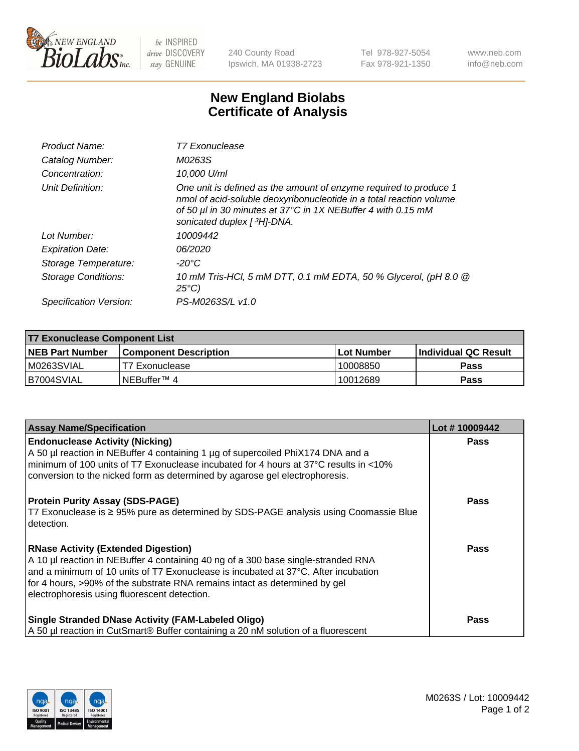# New England Biolabs Certificate of Analysis

| | |
|---|---|
| *Product Name:* | *T7 Exonuclease* |
| *Catalog Number:* | *M0263S* |
| *Concentration:* | *10,000 U/ml* |
| *Unit Definition:* | *One unit is defined as the amount of enzyme required to produce 1 nmol of acid-soluble deoxyribonucleotide in a total reaction volume of 50 µl in 30 minutes at 37°C in 1X NEBuffer 4 with 0.15 mM sonicated duplex [ $^3$H]-DNA.* |
| *Lot Number:* | *10009442* |
| *Expiration Date:* | *06/2020* |
| *Storage Temperature:* | *-20°C* |
| *Storage Conditions:* | *10 mM Tris-HCl, 5 mM DTT, 0.1 mM EDTA, 50 % Glycerol, (pH 8.0 @ 25°C)* |
| *Specification Version:* | *PS-M0263S/L v1.0* |

| **T7 Exonuclease Component List** | | | |
|---|---|---|---|
| **NEB Part Number** | **Component Description** | **Lot Number** | **Individual QC Result** |
| M0263SVIAL | T7 Exonuclease | 10008850 | **Pass** |
| B7004SVIAL | NEBuffer™ 4 | 10012689 | **Pass** |

| **Assay Name/Specification** | **Lot # 10009442** |
|---|---|
| **Endonuclease Activity (Nicking)**<br>A 50 µl reaction in NEBuffer 4 containing 1 µg of supercoiled PhiX174 DNA and a minimum of 100 units of T7 Exonuclease incubated for 4 hours at 37°C results in <10% conversion to the nicked form as determined by agarose gel electrophoresis. | **Pass** |
| **Protein Purity Assay (SDS-PAGE)**<br>T7 Exonuclease is ≥ 95% pure as determined by SDS-PAGE analysis using Coomassie Blue detection. | **Pass** |
| **RNase Activity (Extended Digestion)**<br>A 10 µl reaction in NEBuffer 4 containing 40 ng of a 300 base single-stranded RNA and a minimum of 10 units of T7 Exonuclease is incubated at 37°C. After incubation for 4 hours, >90% of the substrate RNA remains intact as determined by gel electrophoresis using fluorescent detection. | **Pass** |
| **Single Stranded DNase Activity (FAM-Labeled Oligo)**<br>A 50 µl reaction in CutSmart® Buffer containing a 20 nM solution of a fluorescent | **Pass** |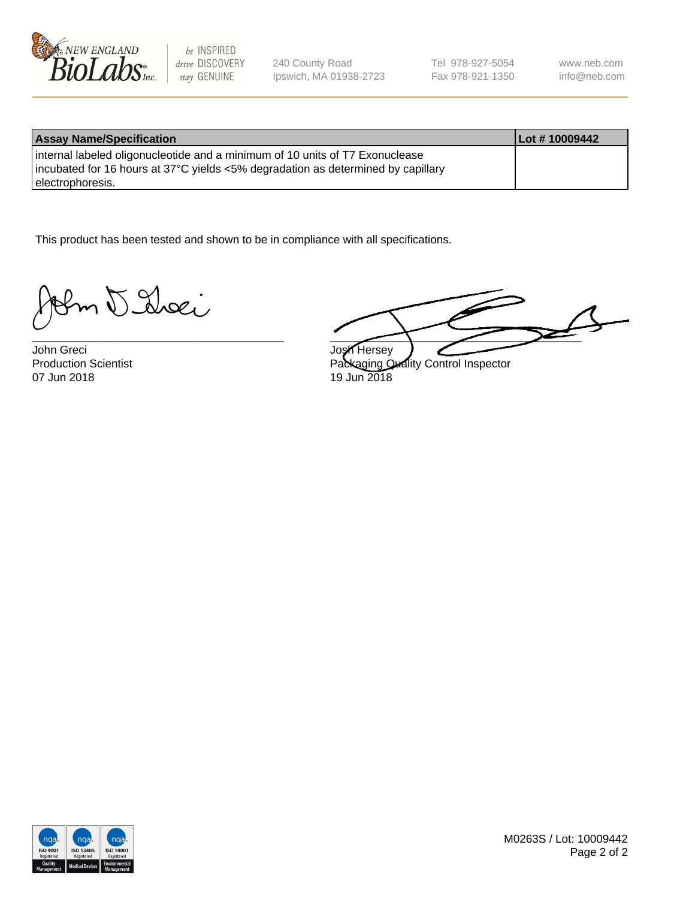| Assay Name/Specification | Lot # 10009442 |
| --- | --- |
| internal labeled oligonucleotide and a minimum of 10 units of T7 Exonuclease incubated for 16 hours at 37°C yields <5% degradation as determined by capillary electrophoresis. | |

This product has been tested and shown to be in compliance with all specifications.

John Greci
Production Scientist
07 Jun 2018

Josh Hersey
Packaging Quality Control Inspector
19 Jun 2018

M0263S / Lot: 10009442